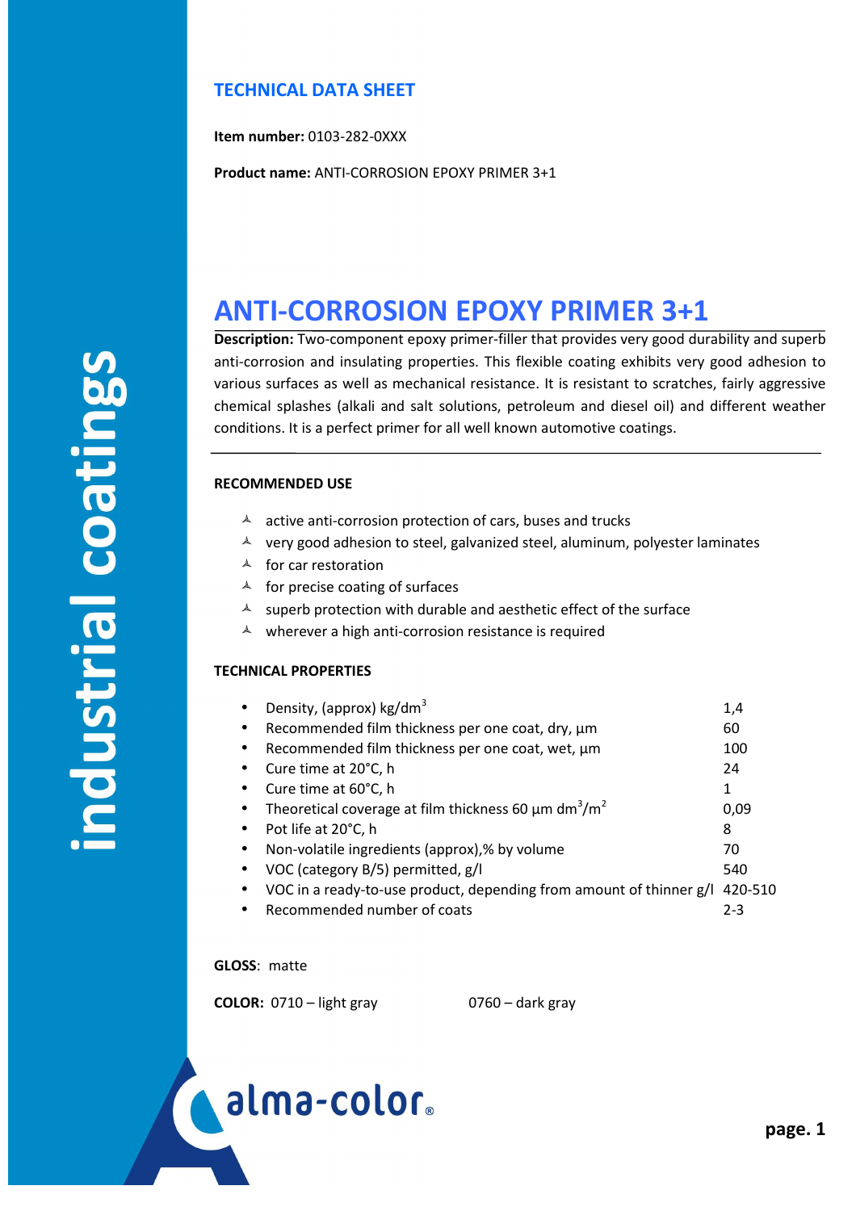## TECHNICAL DATA SHEET

**Item number:** 0103-282-0XXX

**Product name:** ANTI-CORROSION EPOXY PRIMER 3+1

# ANTI-CORROSION EPOXY PRIMER 3+1

**Description:** Two-component epoxy primer-filler that provides very good durability and superb anti-corrosion and insulating properties. This flexible coating exhibits very good adhesion to various surfaces as well as mechanical resistance. It is resistant to scratches, fairly aggressive chemical splashes (alkali and salt solutions, petroleum and diesel oil) and different weather conditions. It is a perfect primer for all well known automotive coatings.

---

### RECOMMENDED USE

- active anti-corrosion protection of cars, buses and trucks
- very good adhesion to steel, galvanized steel, aluminum, polyester laminates
- for car restoration
- for precise coating of surfaces
- superb protection with durable and aesthetic effect of the surface
- wherever a high anti-corrosion resistance is required

### TECHNICAL PROPERTIES

| Property | Value |
|---|---|
| Density, (approx) kg/dm$^3$ | 1,4 |
| Recommended film thickness per one coat, dry, µm | 60 |
| Recommended film thickness per one coat, wet, µm | 100 |
| Cure time at 20°C, h | 24 |
| Cure time at 60°C, h | 1 |
| Theoretical coverage at film thickness 60 µm dm$^3$/m$^2$ | 0,09 |
| Pot life at 20°C, h | 8 |
| Non-volatile ingredients (approx),% by volume | 70 |
| VOC (category B/5) permitted, g/l | 540 |
| VOC in a ready-to-use product, depending from amount of thinner g/l | 420-510 |
| Recommended number of coats | 2-3 |

**GLOSS**: matte

**COLOR:** 0710 – light gray 0760 – dark gray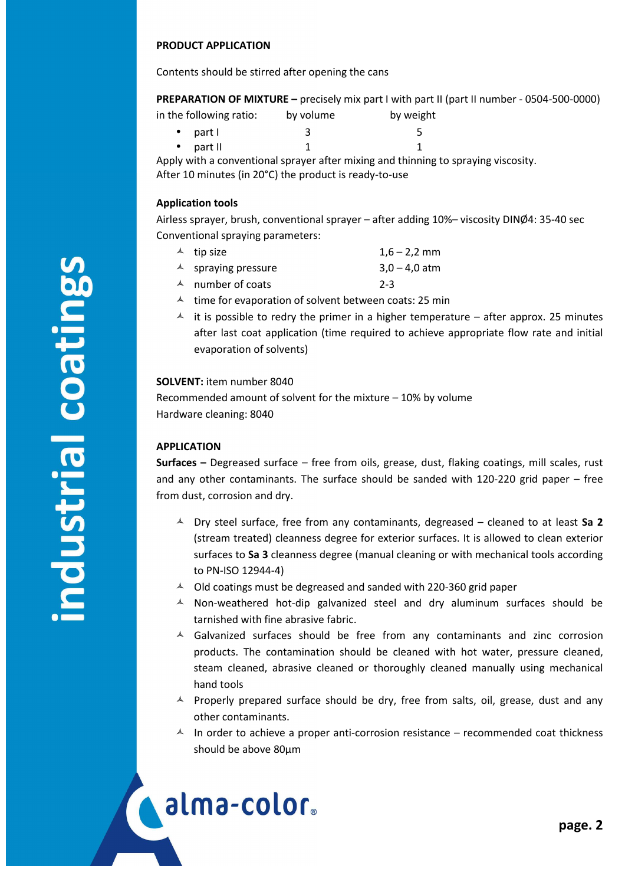## PRODUCT APPLICATION

Contents should be stirred after opening the cans

**PREPARATION OF MIXTURE –** precisely mix part I with part II (part II number - 0504-500-0000) in the following ratio:

| | by volume | by weight |
|---|---|---|
| part I | 3 | 5 |
| part II | 1 | 1 |

Apply with a conventional sprayer after mixing and thinning to spraying viscosity.
After 10 minutes (in 20°C) the product is ready-to-use

### Application tools

Airless sprayer, brush, conventional sprayer – after adding 10%– viscosity DINØ4: 35-40 sec
Conventional spraying parameters:

- tip size 1,6 – 2,2 mm
- spraying pressure 3,0 – 4,0 atm
- number of coats 2-3
- time for evaporation of solvent between coats: 25 min
- it is possible to redry the primer in a higher temperature – after approx. 25 minutes after last coat application (time required to achieve appropriate flow rate and initial evaporation of solvents)

**SOLVENT:** item number 8040
Recommended amount of solvent for the mixture – 10% by volume
Hardware cleaning: 8040

## APPLICATION

**Surfaces –** Degreased surface – free from oils, grease, dust, flaking coatings, mill scales, rust and any other contaminants. The surface should be sanded with 120-220 grid paper – free from dust, corrosion and dry.

- Dry steel surface, free from any contaminants, degreased – cleaned to at least **Sa 2** (stream treated) cleanness degree for exterior surfaces. It is allowed to clean exterior surfaces to **Sa 3** cleanness degree (manual cleaning or with mechanical tools according to PN-ISO 12944-4)
- Old coatings must be degreased and sanded with 220-360 grid paper
- Non-weathered hot-dip galvanized steel and dry aluminum surfaces should be tarnished with fine abrasive fabric.
- Galvanized surfaces should be free from any contaminants and zinc corrosion products. The contamination should be cleaned with hot water, pressure cleaned, steam cleaned, abrasive cleaned or thoroughly cleaned manually using mechanical hand tools
- Properly prepared surface should be dry, free from salts, oil, grease, dust and any other contaminants.
- In order to achieve a proper anti-corrosion resistance – recommended coat thickness should be above 80µm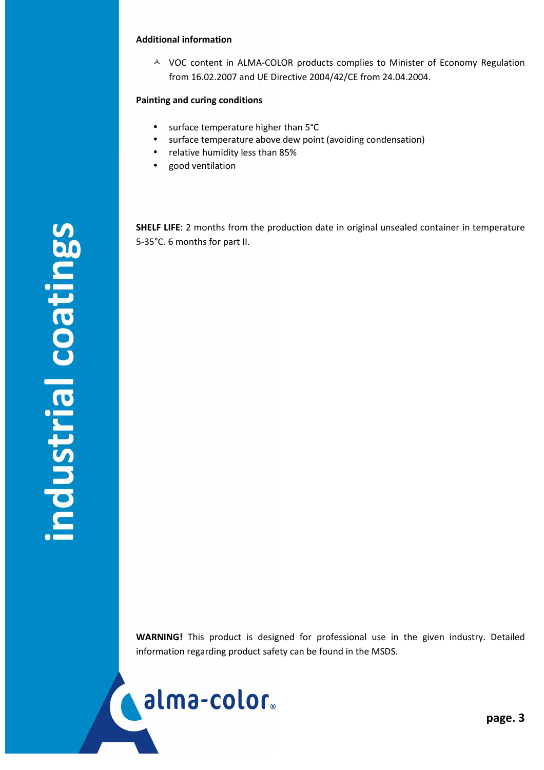**Additional information**

- VOC content in ALMA-COLOR products complies to Minister of Economy Regulation from 16.02.2007 and UE Directive 2004/42/CE from 24.04.2004.

**Painting and curing conditions**

- surface temperature higher than 5°C
- surface temperature above dew point (avoiding condensation)
- relative humidity less than 85%
- good ventilation

**SHELF LIFE**: 2 months from the production date in original unsealed container in temperature 5-35°C. 6 months for part II.

**WARNING!** This product is designed for professional use in the given industry. Detailed information regarding product safety can be found in the MSDS.